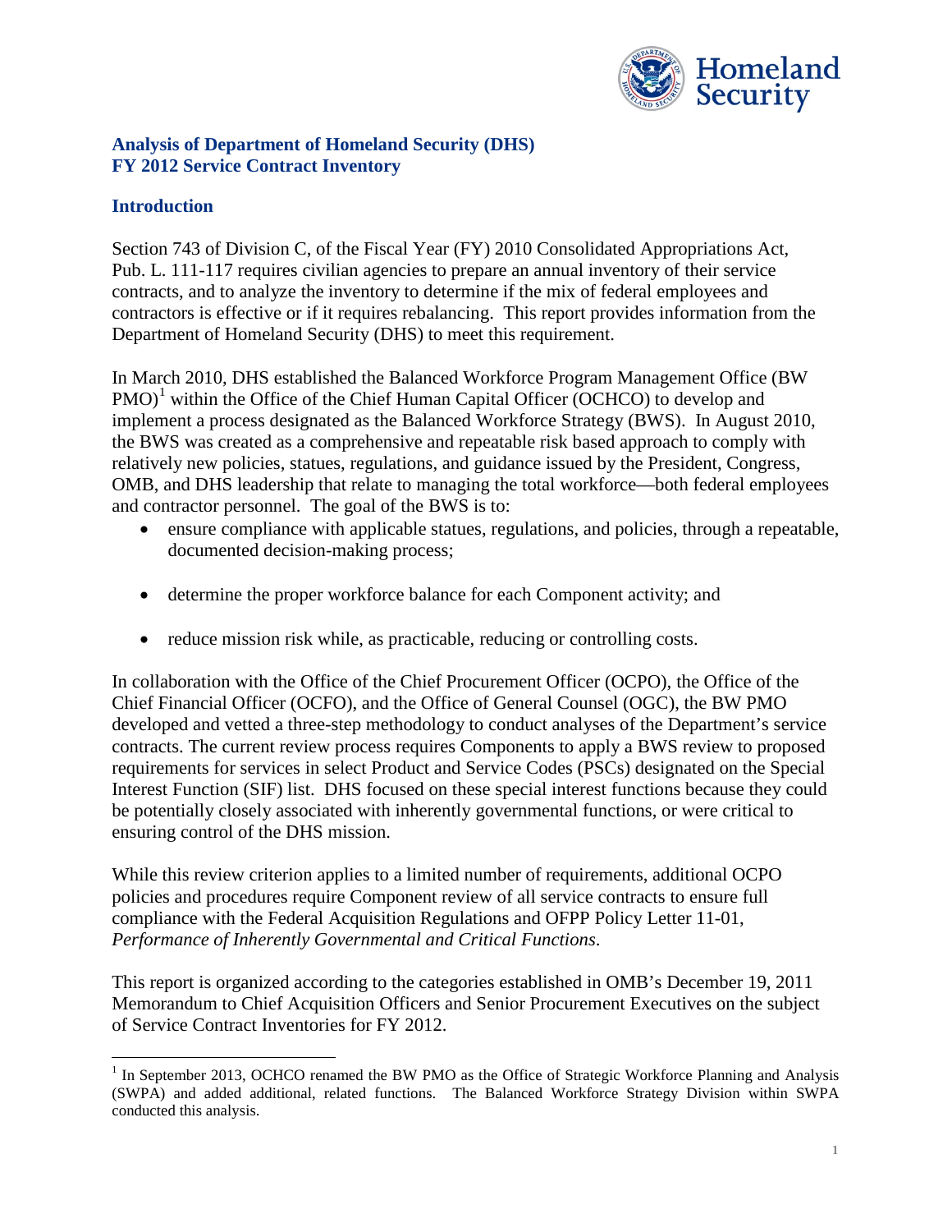## Analysis of Department of Homeland Security (DHS) FY 2012 Service Contract Inventory

## Introduction

Section 743 of Division C, of the Fiscal Year (FY) 2010 Consolidated Appropriations Act, Pub. L. 111-117 requires civilian agencies to prepare an annual inventory of their service contracts, and to analyze the inventory to determine if the mix of federal employees and contractors is effective or if it requires rebalancing. This report provides information from the Department of Homeland Security (DHS) to meet this requirement.

In March 2010, DHS established the Balanced Workforce Program Management Office (BW PMO)[1] within the Office of the Chief Human Capital Officer (OCHCO) to develop and implement a process designated as the Balanced Workforce Strategy (BWS). In August 2010, the BWS was created as a comprehensive and repeatable risk based approach to comply with relatively new policies, statues, regulations, and guidance issued by the President, Congress, OMB, and DHS leadership that relate to managing the total workforce—both federal employees and contractor personnel. The goal of the BWS is to:

- ensure compliance with applicable statues, regulations, and policies, through a repeatable, documented decision-making process;
- determine the proper workforce balance for each Component activity; and
- reduce mission risk while, as practicable, reducing or controlling costs.

In collaboration with the Office of the Chief Procurement Officer (OCPO), the Office of the Chief Financial Officer (OCFO), and the Office of General Counsel (OGC), the BW PMO developed and vetted a three-step methodology to conduct analyses of the Department's service contracts. The current review process requires Components to apply a BWS review to proposed requirements for services in select Product and Service Codes (PSCs) designated on the Special Interest Function (SIF) list. DHS focused on these special interest functions because they could be potentially closely associated with inherently governmental functions, or were critical to ensuring control of the DHS mission.

While this review criterion applies to a limited number of requirements, additional OCPO policies and procedures require Component review of all service contracts to ensure full compliance with the Federal Acquisition Regulations and OFPP Policy Letter 11-01, *Performance of Inherently Governmental and Critical Functions*.

This report is organized according to the categories established in OMB's December 19, 2011 Memorandum to Chief Acquisition Officers and Senior Procurement Executives on the subject of Service Contract Inventories for FY 2012.

[1] In September 2013, OCHCO renamed the BW PMO as the Office of Strategic Workforce Planning and Analysis (SWPA) and added additional, related functions. The Balanced Workforce Strategy Division within SWPA conducted this analysis.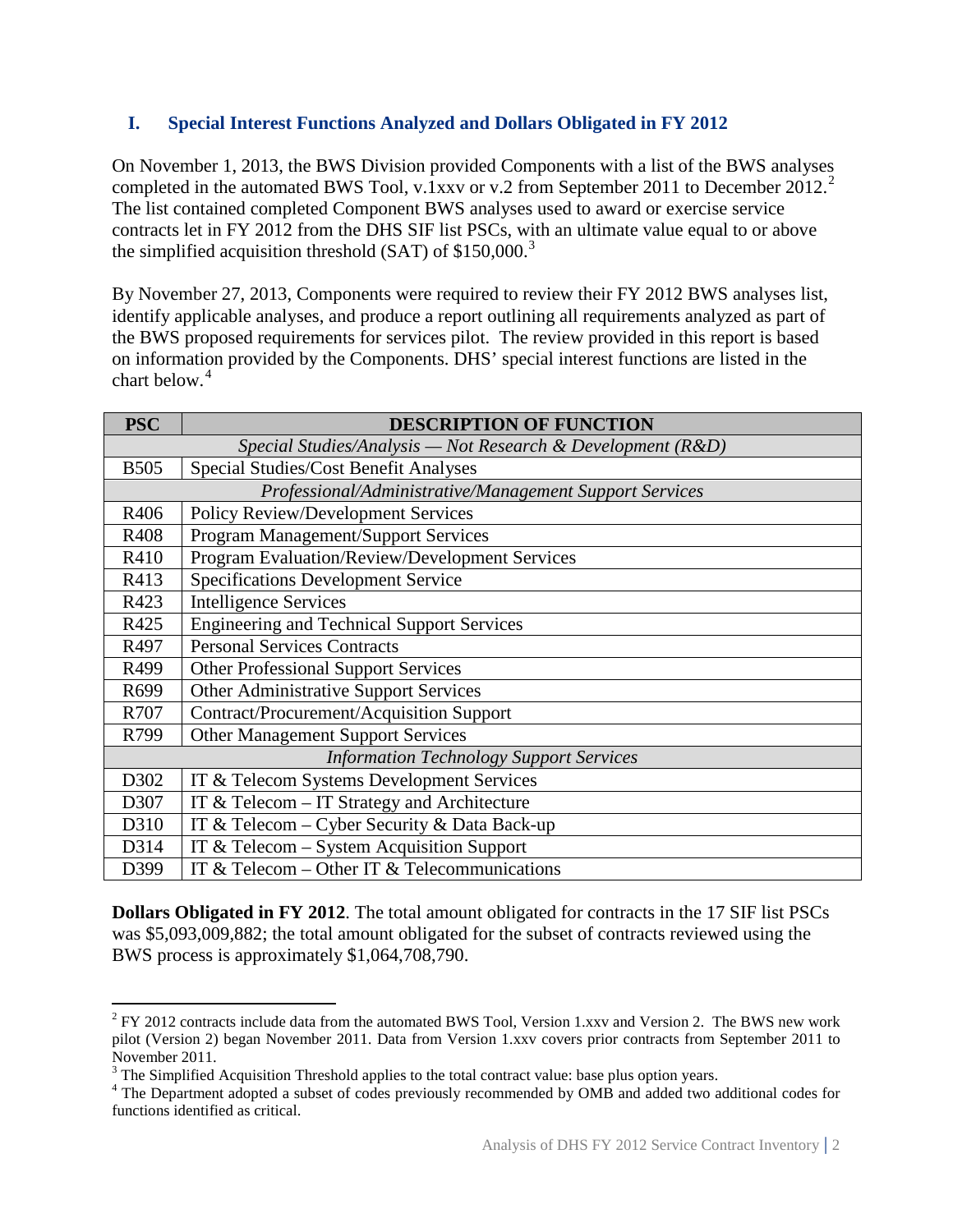## I. Special Interest Functions Analyzed and Dollars Obligated in FY 2012

On November 1, 2013, the BWS Division provided Components with a list of the BWS analyses completed in the automated BWS Tool, v.1xxv or v.2 from September 2011 to December 2012.[2] The list contained completed Component BWS analyses used to award or exercise service contracts let in FY 2012 from the DHS SIF list PSCs, with an ultimate value equal to or above the simplified acquisition threshold (SAT) of $150,000.[3]

By November 27, 2013, Components were required to review their FY 2012 BWS analyses list, identify applicable analyses, and produce a report outlining all requirements analyzed as part of the BWS proposed requirements for services pilot. The review provided in this report is based on information provided by the Components. DHS' special interest functions are listed in the chart below.[4]

| PSC | DESCRIPTION OF FUNCTION |
|---|---|
| *Special Studies/Analysis — Not Research & Development (R&D)* | |
| B505 | Special Studies/Cost Benefit Analyses |
| *Professional/Administrative/Management Support Services* | |
| R406 | Policy Review/Development Services |
| R408 | Program Management/Support Services |
| R410 | Program Evaluation/Review/Development Services |
| R413 | Specifications Development Service |
| R423 | Intelligence Services |
| R425 | Engineering and Technical Support Services |
| R497 | Personal Services Contracts |
| R499 | Other Professional Support Services |
| R699 | Other Administrative Support Services |
| R707 | Contract/Procurement/Acquisition Support |
| R799 | Other Management Support Services |
| *Information Technology Support Services* | |
| D302 | IT & Telecom Systems Development Services |
| D307 | IT & Telecom – IT Strategy and Architecture |
| D310 | IT & Telecom – Cyber Security & Data Back-up |
| D314 | IT & Telecom – System Acquisition Support |
| D399 | IT & Telecom – Other IT & Telecommunications |

**Dollars Obligated in FY 2012**. The total amount obligated for contracts in the 17 SIF list PSCs was $5,093,009,882; the total amount obligated for the subset of contracts reviewed using the BWS process is approximately $1,064,708,790.

---

[2] FY 2012 contracts include data from the automated BWS Tool, Version 1.xxv and Version 2. The BWS new work pilot (Version 2) began November 2011. Data from Version 1.xxv covers prior contracts from September 2011 to November 2011.

[3] The Simplified Acquisition Threshold applies to the total contract value: base plus option years.

[4] The Department adopted a subset of codes previously recommended by OMB and added two additional codes for functions identified as critical.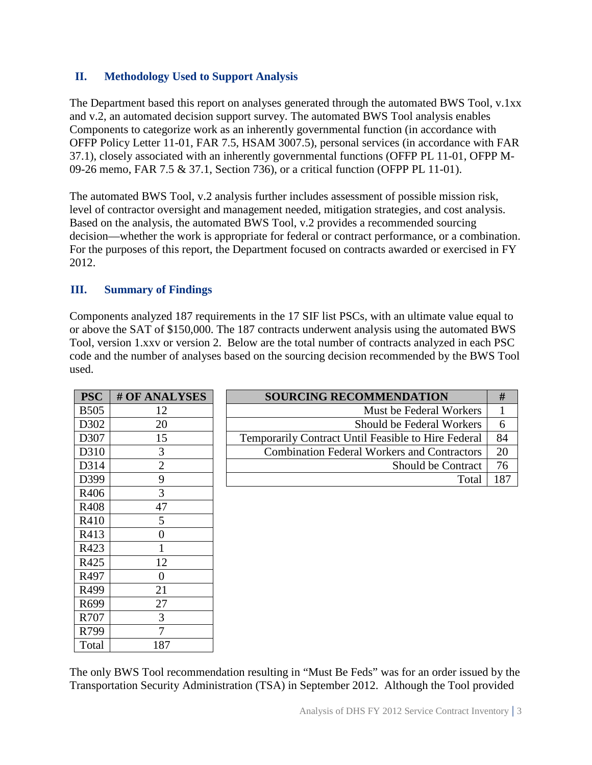## II. Methodology Used to Support Analysis

The Department based this report on analyses generated through the automated BWS Tool, v.1xx and v.2, an automated decision support survey. The automated BWS Tool analysis enables Components to categorize work as an inherently governmental function (in accordance with OFFP Policy Letter 11-01, FAR 7.5, HSAM 3007.5), personal services (in accordance with FAR 37.1), closely associated with an inherently governmental functions (OFFP PL 11-01, OFPP M-09-26 memo, FAR 7.5 & 37.1, Section 736), or a critical function (OFPP PL 11-01).

The automated BWS Tool, v.2 analysis further includes assessment of possible mission risk, level of contractor oversight and management needed, mitigation strategies, and cost analysis. Based on the analysis, the automated BWS Tool, v.2 provides a recommended sourcing decision—whether the work is appropriate for federal or contract performance, or a combination. For the purposes of this report, the Department focused on contracts awarded or exercised in FY 2012.

## III. Summary of Findings

Components analyzed 187 requirements in the 17 SIF list PSCs, with an ultimate value equal to or above the SAT of $150,000. The 187 contracts underwent analysis using the automated BWS Tool, version 1.xxv or version 2. Below are the total number of contracts analyzed in each PSC code and the number of analyses based on the sourcing decision recommended by the BWS Tool used.

| PSC | # OF ANALYSES |
|---|---|
| B505 | 12 |
| D302 | 20 |
| D307 | 15 |
| D310 | 3 |
| D314 | 2 |
| D399 | 9 |
| R406 | 3 |
| R408 | 47 |
| R410 | 5 |
| R413 | 0 |
| R423 | 1 |
| R425 | 12 |
| R497 | 0 |
| R499 | 21 |
| R699 | 27 |
| R707 | 3 |
| R799 | 7 |
| Total | 187 |

| SOURCING RECOMMENDATION | # |
|---|---|
| Must be Federal Workers | 1 |
| Should be Federal Workers | 6 |
| Temporarily Contract Until Feasible to Hire Federal | 84 |
| Combination Federal Workers and Contractors | 20 |
| Should be Contract | 76 |
| Total | 187 |

The only BWS Tool recommendation resulting in "Must Be Feds" was for an order issued by the Transportation Security Administration (TSA) in September 2012. Although the Tool provided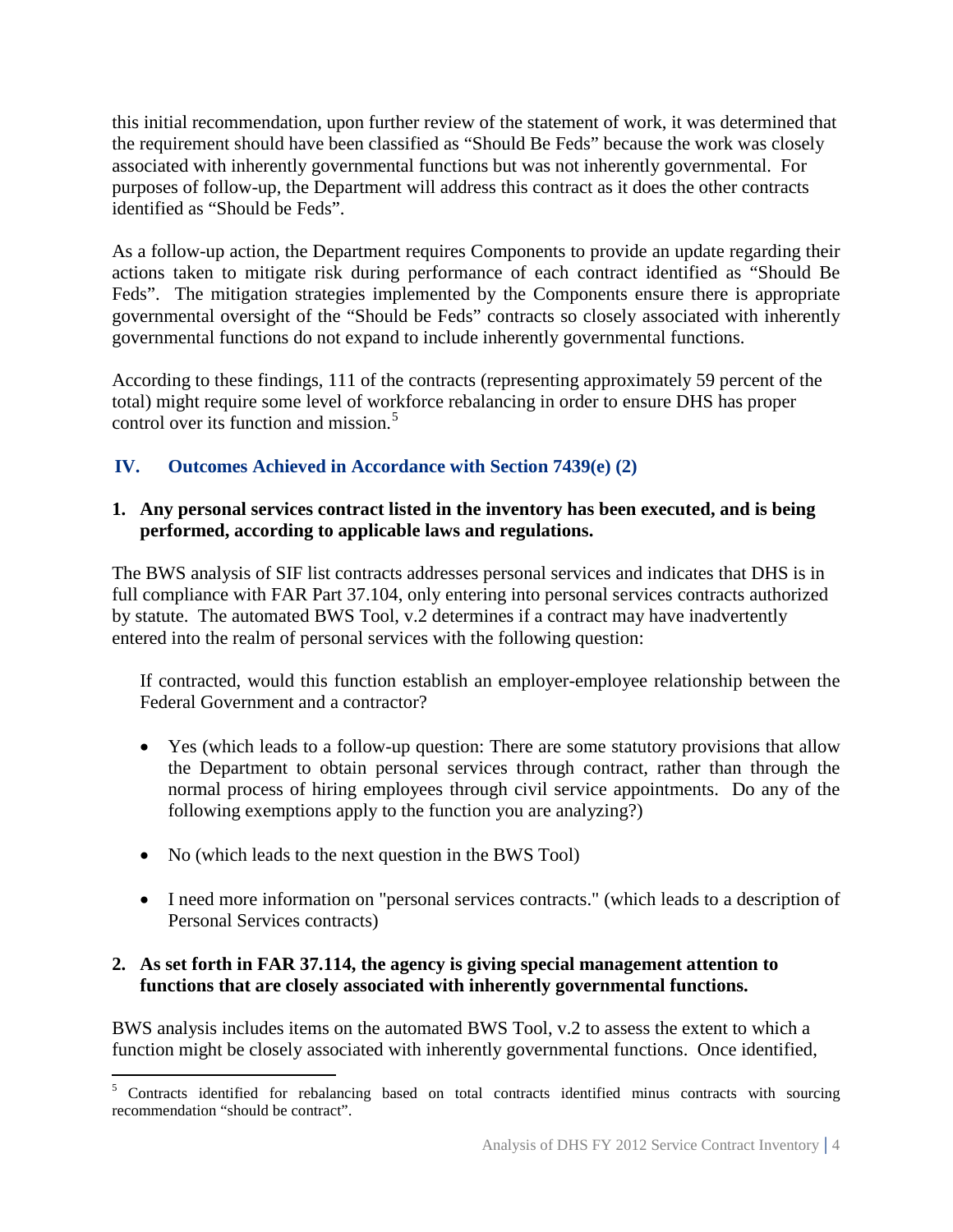this initial recommendation, upon further review of the statement of work, it was determined that the requirement should have been classified as "Should Be Feds" because the work was closely associated with inherently governmental functions but was not inherently governmental. For purposes of follow-up, the Department will address this contract as it does the other contracts identified as "Should be Feds".

As a follow-up action, the Department requires Components to provide an update regarding their actions taken to mitigate risk during performance of each contract identified as "Should Be Feds". The mitigation strategies implemented by the Components ensure there is appropriate governmental oversight of the "Should be Feds" contracts so closely associated with inherently governmental functions do not expand to include inherently governmental functions.

According to these findings, 111 of the contracts (representing approximately 59 percent of the total) might require some level of workforce rebalancing in order to ensure DHS has proper control over its function and mission.[5]

## IV. Outcomes Achieved in Accordance with Section 7439(e) (2)

**1. Any personal services contract listed in the inventory has been executed, and is being performed, according to applicable laws and regulations.**

The BWS analysis of SIF list contracts addresses personal services and indicates that DHS is in full compliance with FAR Part 37.104, only entering into personal services contracts authorized by statute. The automated BWS Tool, v.2 determines if a contract may have inadvertently entered into the realm of personal services with the following question:

> If contracted, would this function establish an employer-employee relationship between the Federal Government and a contractor?
>
> - Yes (which leads to a follow-up question: There are some statutory provisions that allow the Department to obtain personal services through contract, rather than through the normal process of hiring employees through civil service appointments. Do any of the following exemptions apply to the function you are analyzing?)
> - No (which leads to the next question in the BWS Tool)
> - I need more information on "personal services contracts." (which leads to a description of Personal Services contracts)

**2. As set forth in FAR 37.114, the agency is giving special management attention to functions that are closely associated with inherently governmental functions.**

BWS analysis includes items on the automated BWS Tool, v.2 to assess the extent to which a function might be closely associated with inherently governmental functions. Once identified,

[5] Contracts identified for rebalancing based on total contracts identified minus contracts with sourcing recommendation "should be contract".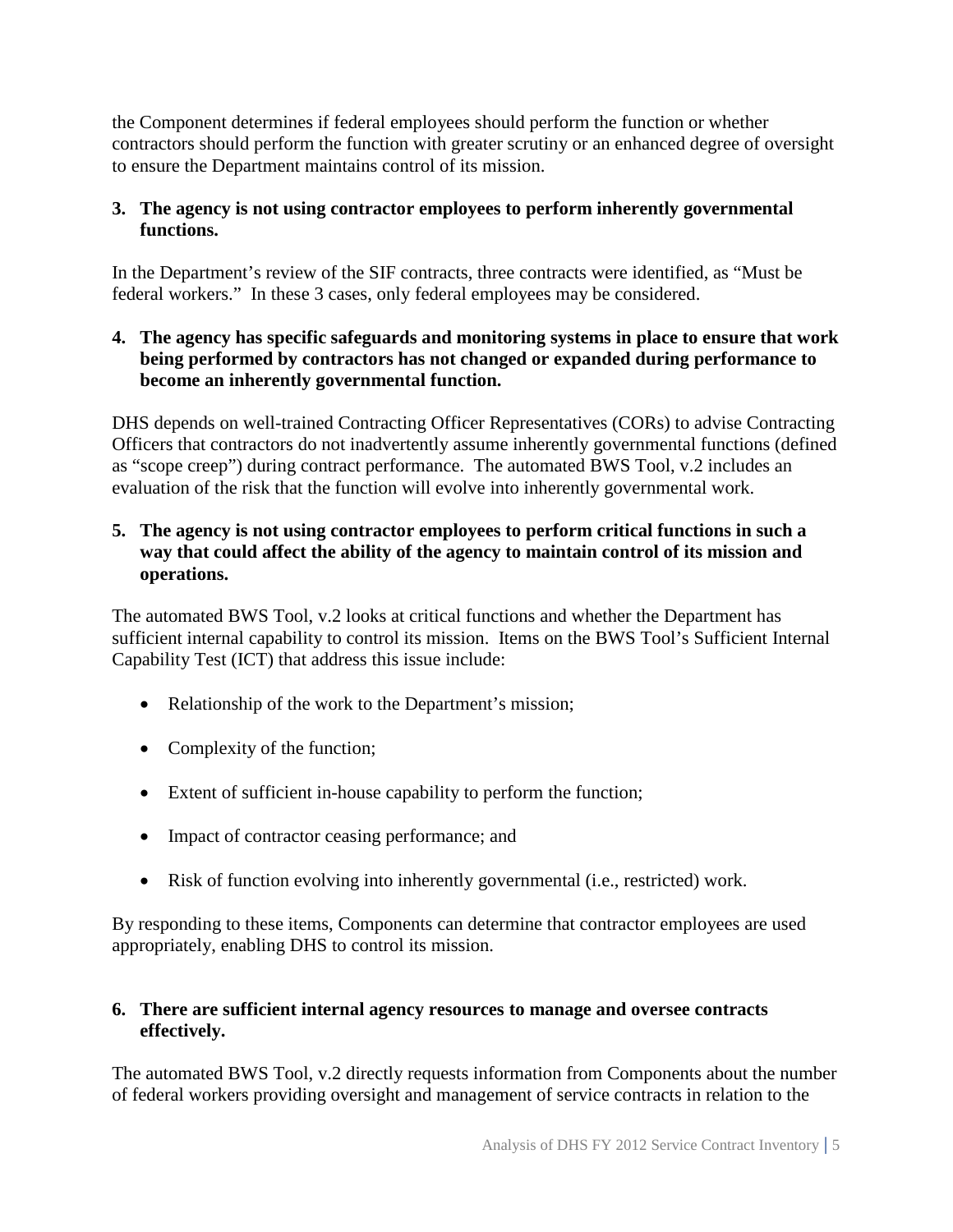the Component determines if federal employees should perform the function or whether contractors should perform the function with greater scrutiny or an enhanced degree of oversight to ensure the Department maintains control of its mission.

**3. The agency is not using contractor employees to perform inherently governmental functions.**

In the Department's review of the SIF contracts, three contracts were identified, as "Must be federal workers." In these 3 cases, only federal employees may be considered.

**4. The agency has specific safeguards and monitoring systems in place to ensure that work being performed by contractors has not changed or expanded during performance to become an inherently governmental function.**

DHS depends on well-trained Contracting Officer Representatives (CORs) to advise Contracting Officers that contractors do not inadvertently assume inherently governmental functions (defined as "scope creep") during contract performance. The automated BWS Tool, v.2 includes an evaluation of the risk that the function will evolve into inherently governmental work.

**5. The agency is not using contractor employees to perform critical functions in such a way that could affect the ability of the agency to maintain control of its mission and operations.**

The automated BWS Tool, v.2 looks at critical functions and whether the Department has sufficient internal capability to control its mission. Items on the BWS Tool's Sufficient Internal Capability Test (ICT) that address this issue include:

- Relationship of the work to the Department's mission;
- Complexity of the function;
- Extent of sufficient in-house capability to perform the function;
- Impact of contractor ceasing performance; and
- Risk of function evolving into inherently governmental (i.e., restricted) work.

By responding to these items, Components can determine that contractor employees are used appropriately, enabling DHS to control its mission.

**6. There are sufficient internal agency resources to manage and oversee contracts effectively.**

The automated BWS Tool, v.2 directly requests information from Components about the number of federal workers providing oversight and management of service contracts in relation to the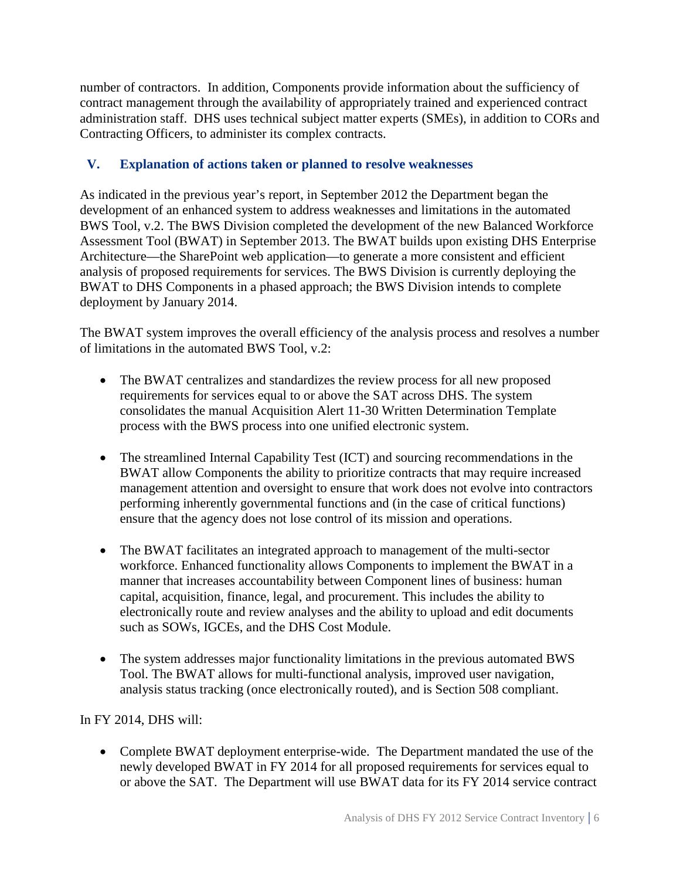number of contractors. In addition, Components provide information about the sufficiency of contract management through the availability of appropriately trained and experienced contract administration staff. DHS uses technical subject matter experts (SMEs), in addition to CORs and Contracting Officers, to administer its complex contracts.

## V. Explanation of actions taken or planned to resolve weaknesses

As indicated in the previous year's report, in September 2012 the Department began the development of an enhanced system to address weaknesses and limitations in the automated BWS Tool, v.2. The BWS Division completed the development of the new Balanced Workforce Assessment Tool (BWAT) in September 2013. The BWAT builds upon existing DHS Enterprise Architecture—the SharePoint web application—to generate a more consistent and efficient analysis of proposed requirements for services. The BWS Division is currently deploying the BWAT to DHS Components in a phased approach; the BWS Division intends to complete deployment by January 2014.

The BWAT system improves the overall efficiency of the analysis process and resolves a number of limitations in the automated BWS Tool, v.2:

- The BWAT centralizes and standardizes the review process for all new proposed requirements for services equal to or above the SAT across DHS. The system consolidates the manual Acquisition Alert 11-30 Written Determination Template process with the BWS process into one unified electronic system.
- The streamlined Internal Capability Test (ICT) and sourcing recommendations in the BWAT allow Components the ability to prioritize contracts that may require increased management attention and oversight to ensure that work does not evolve into contractors performing inherently governmental functions and (in the case of critical functions) ensure that the agency does not lose control of its mission and operations.
- The BWAT facilitates an integrated approach to management of the multi-sector workforce. Enhanced functionality allows Components to implement the BWAT in a manner that increases accountability between Component lines of business: human capital, acquisition, finance, legal, and procurement. This includes the ability to electronically route and review analyses and the ability to upload and edit documents such as SOWs, IGCEs, and the DHS Cost Module.
- The system addresses major functionality limitations in the previous automated BWS Tool. The BWAT allows for multi-functional analysis, improved user navigation, analysis status tracking (once electronically routed), and is Section 508 compliant.

In FY 2014, DHS will:

- Complete BWAT deployment enterprise-wide. The Department mandated the use of the newly developed BWAT in FY 2014 for all proposed requirements for services equal to or above the SAT. The Department will use BWAT data for its FY 2014 service contract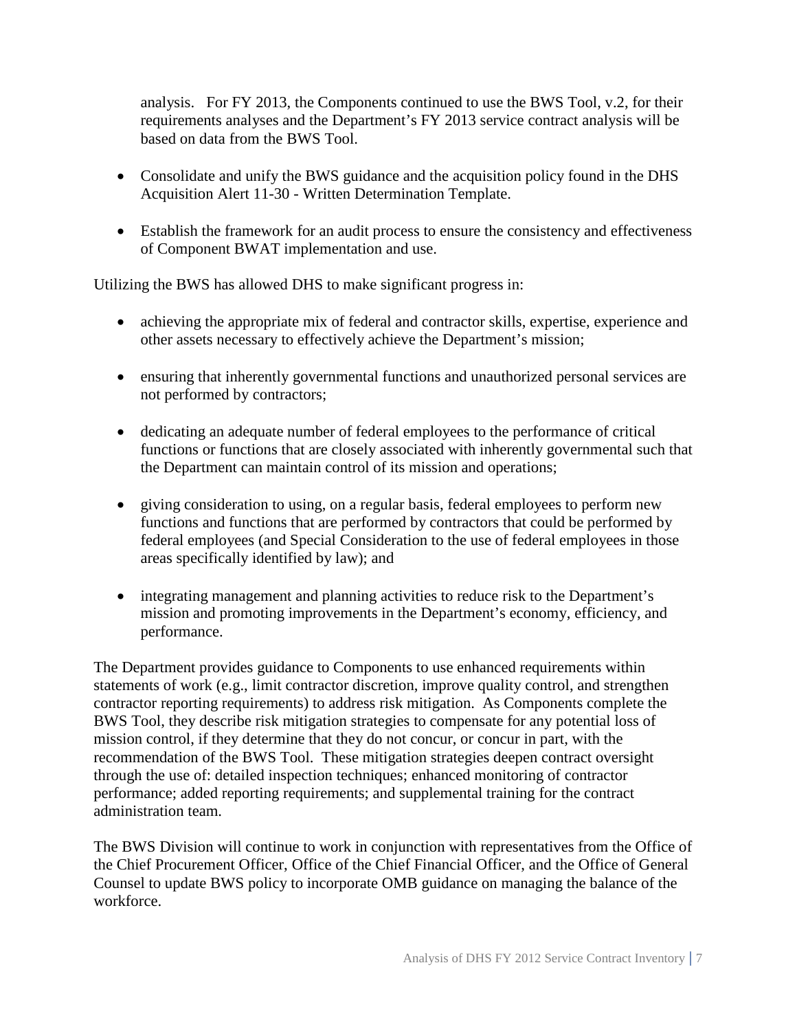analysis. For FY 2013, the Components continued to use the BWS Tool, v.2, for their requirements analyses and the Department's FY 2013 service contract analysis will be based on data from the BWS Tool.

- Consolidate and unify the BWS guidance and the acquisition policy found in the DHS Acquisition Alert 11-30 - Written Determination Template.
- Establish the framework for an audit process to ensure the consistency and effectiveness of Component BWAT implementation and use.

Utilizing the BWS has allowed DHS to make significant progress in:

- achieving the appropriate mix of federal and contractor skills, expertise, experience and other assets necessary to effectively achieve the Department's mission;
- ensuring that inherently governmental functions and unauthorized personal services are not performed by contractors;
- dedicating an adequate number of federal employees to the performance of critical functions or functions that are closely associated with inherently governmental such that the Department can maintain control of its mission and operations;
- giving consideration to using, on a regular basis, federal employees to perform new functions and functions that are performed by contractors that could be performed by federal employees (and Special Consideration to the use of federal employees in those areas specifically identified by law); and
- integrating management and planning activities to reduce risk to the Department's mission and promoting improvements in the Department's economy, efficiency, and performance.

The Department provides guidance to Components to use enhanced requirements within statements of work (e.g., limit contractor discretion, improve quality control, and strengthen contractor reporting requirements) to address risk mitigation. As Components complete the BWS Tool, they describe risk mitigation strategies to compensate for any potential loss of mission control, if they determine that they do not concur, or concur in part, with the recommendation of the BWS Tool. These mitigation strategies deepen contract oversight through the use of: detailed inspection techniques; enhanced monitoring of contractor performance; added reporting requirements; and supplemental training for the contract administration team.

The BWS Division will continue to work in conjunction with representatives from the Office of the Chief Procurement Officer, Office of the Chief Financial Officer, and the Office of General Counsel to update BWS policy to incorporate OMB guidance on managing the balance of the workforce.